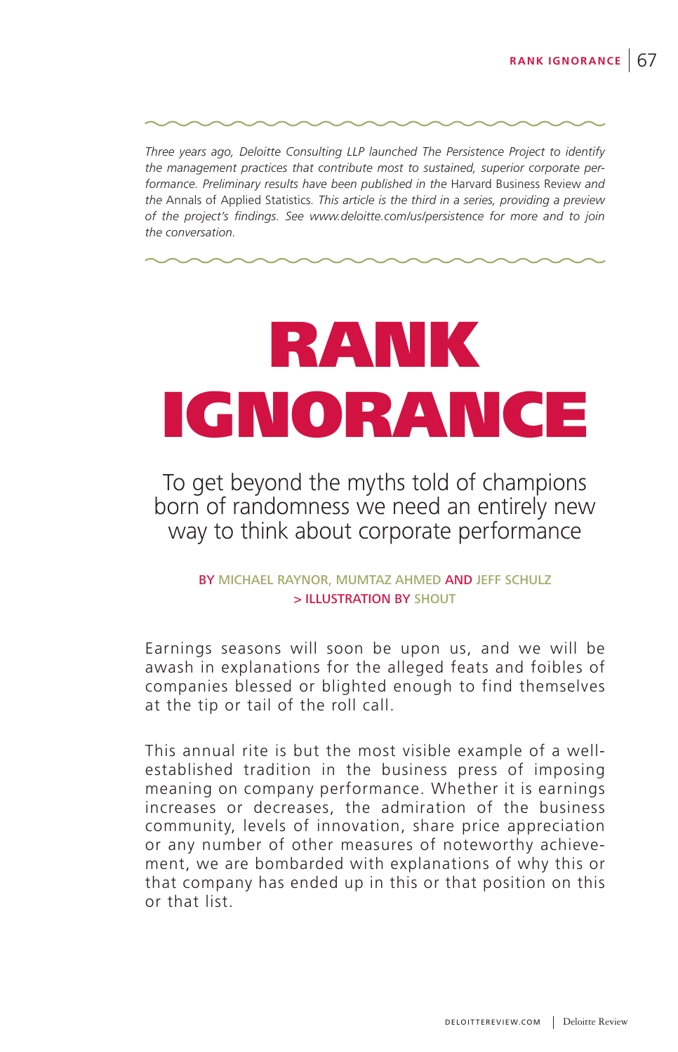*Three years ago, Deloitte Consulting LLP launched The Persistence Project to identify the management practices that contribute most to sustained, superior corporate performance. Preliminary results have been published in the* Harvard Business Review *and the* Annals of Applied Statistics*. This article is the third in a series, providing a preview of the project's findings. See www.deloitte.com/us/persistence for more and to join the conversation.*

# RANK IGNORANCE

To get beyond the myths told of champions born of randomness we need an entirely new way to think about corporate performance

BY MICHAEL RAYNOR, MUMTAZ AHMED AND JEFF SCHULZ
> ILLUSTRATION BY SHOUT

Earnings seasons will soon be upon us, and we will be awash in explanations for the alleged feats and foibles of companies blessed or blighted enough to find themselves at the tip or tail of the roll call.

This annual rite is but the most visible example of a well-established tradition in the business press of imposing meaning on company performance. Whether it is earnings increases or decreases, the admiration of the business community, levels of innovation, share price appreciation or any number of other measures of noteworthy achievement, we are bombarded with explanations of why this or that company has ended up in this or that position on this or that list.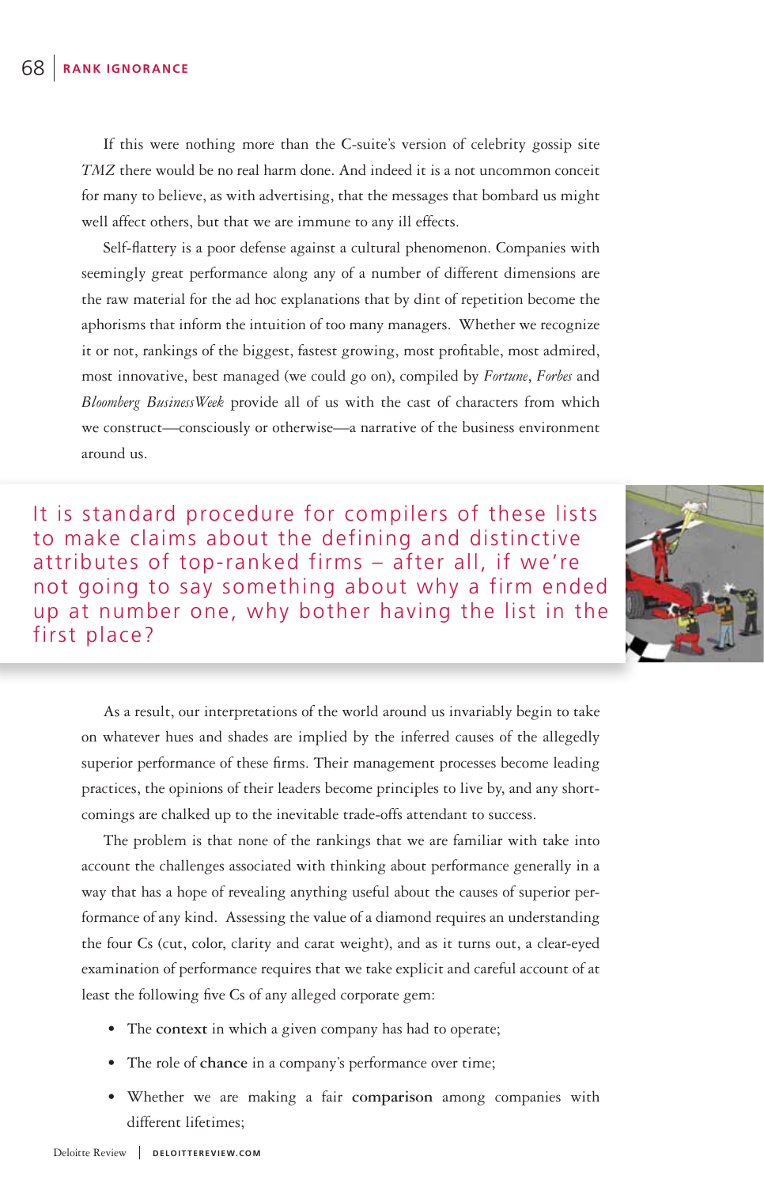If this were nothing more than the C-suite's version of celebrity gossip site *TMZ* there would be no real harm done. And indeed it is a not uncommon conceit for many to believe, as with advertising, that the messages that bombard us might well affect others, but that we are immune to any ill effects.

Self-flattery is a poor defense against a cultural phenomenon. Companies with seemingly great performance along any of a number of different dimensions are the raw material for the ad hoc explanations that by dint of repetition become the aphorisms that inform the intuition of too many managers. Whether we recognize it or not, rankings of the biggest, fastest growing, most profitable, most admired, most innovative, best managed (we could go on), compiled by *Fortune*, *Forbes* and *Bloomberg BusinessWeek* provide all of us with the cast of characters from which we construct—consciously or otherwise—a narrative of the business environment around us.

> It is standard procedure for compilers of these lists to make claims about the defining and distinctive attributes of top-ranked firms – after all, if we're not going to say something about why a firm ended up at number one, why bother having the list in the first place?

As a result, our interpretations of the world around us invariably begin to take on whatever hues and shades are implied by the inferred causes of the allegedly superior performance of these firms. Their management processes become leading practices, the opinions of their leaders become principles to live by, and any shortcomings are chalked up to the inevitable trade-offs attendant to success.

The problem is that none of the rankings that we are familiar with take into account the challenges associated with thinking about performance generally in a way that has a hope of revealing anything useful about the causes of superior performance of any kind. Assessing the value of a diamond requires an understanding the four Cs (cut, color, clarity and carat weight), and as it turns out, a clear-eyed examination of performance requires that we take explicit and careful account of at least the following five Cs of any alleged corporate gem:

- The **context** in which a given company has had to operate;
- The role of **chance** in a company's performance over time;
- Whether we are making a fair **comparison** among companies with different lifetimes;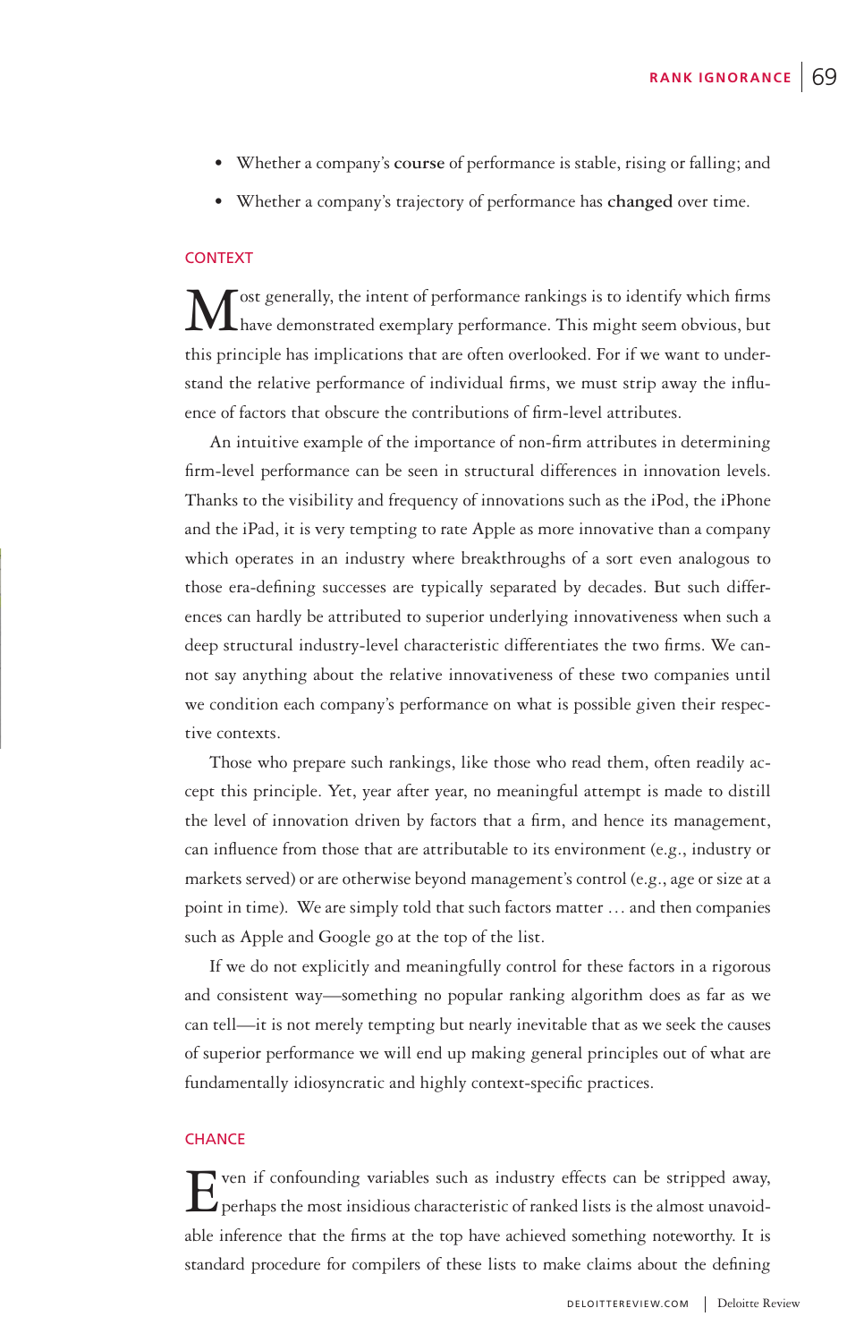- Whether a company's **course** of performance is stable, rising or falling; and
- Whether a company's trajectory of performance has **changed** over time.

## CONTEXT

Most generally, the intent of performance rankings is to identify which firms have demonstrated exemplary performance. This might seem obvious, but this principle has implications that are often overlooked. For if we want to understand the relative performance of individual firms, we must strip away the influence of factors that obscure the contributions of firm-level attributes.

An intuitive example of the importance of non-firm attributes in determining firm-level performance can be seen in structural differences in innovation levels. Thanks to the visibility and frequency of innovations such as the iPod, the iPhone and the iPad, it is very tempting to rate Apple as more innovative than a company which operates in an industry where breakthroughs of a sort even analogous to those era-defining successes are typically separated by decades. But such differences can hardly be attributed to superior underlying innovativeness when such a deep structural industry-level characteristic differentiates the two firms. We cannot say anything about the relative innovativeness of these two companies until we condition each company's performance on what is possible given their respective contexts.

Those who prepare such rankings, like those who read them, often readily accept this principle. Yet, year after year, no meaningful attempt is made to distill the level of innovation driven by factors that a firm, and hence its management, can influence from those that are attributable to its environment (e.g., industry or markets served) or are otherwise beyond management's control (e.g., age or size at a point in time). We are simply told that such factors matter … and then companies such as Apple and Google go at the top of the list.

If we do not explicitly and meaningfully control for these factors in a rigorous and consistent way—something no popular ranking algorithm does as far as we can tell—it is not merely tempting but nearly inevitable that as we seek the causes of superior performance we will end up making general principles out of what are fundamentally idiosyncratic and highly context-specific practices.

## CHANCE

Even if confounding variables such as industry effects can be stripped away, perhaps the most insidious characteristic of ranked lists is the almost unavoidable inference that the firms at the top have achieved something noteworthy. It is standard procedure for compilers of these lists to make claims about the defining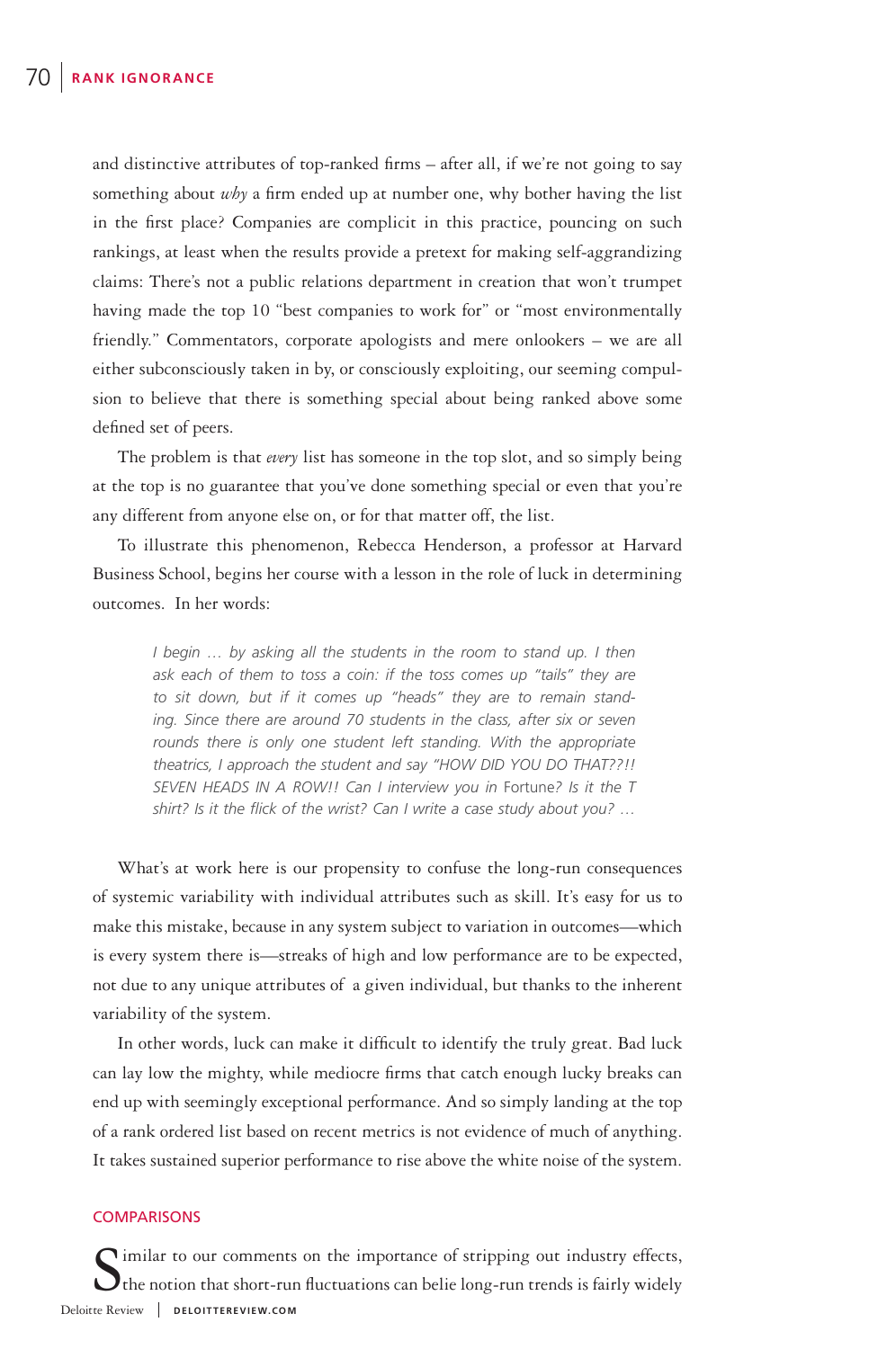and distinctive attributes of top-ranked firms – after all, if we're not going to say something about *why* a firm ended up at number one, why bother having the list in the first place? Companies are complicit in this practice, pouncing on such rankings, at least when the results provide a pretext for making self-aggrandizing claims: There's not a public relations department in creation that won't trumpet having made the top 10 "best companies to work for" or "most environmentally friendly." Commentators, corporate apologists and mere onlookers – we are all either subconsciously taken in by, or consciously exploiting, our seeming compulsion to believe that there is something special about being ranked above some defined set of peers.

The problem is that *every* list has someone in the top slot, and so simply being at the top is no guarantee that you've done something special or even that you're any different from anyone else on, or for that matter off, the list.

To illustrate this phenomenon, Rebecca Henderson, a professor at Harvard Business School, begins her course with a lesson in the role of luck in determining outcomes. In her words:

> *I begin … by asking all the students in the room to stand up. I then ask each of them to toss a coin: if the toss comes up "tails" they are to sit down, but if it comes up "heads" they are to remain standing. Since there are around 70 students in the class, after six or seven rounds there is only one student left standing. With the appropriate theatrics, I approach the student and say "HOW DID YOU DO THAT??!! SEVEN HEADS IN A ROW!! Can I interview you in* Fortune*? Is it the T shirt? Is it the flick of the wrist? Can I write a case study about you? …*

What's at work here is our propensity to confuse the long-run consequences of systemic variability with individual attributes such as skill. It's easy for us to make this mistake, because in any system subject to variation in outcomes—which is every system there is—streaks of high and low performance are to be expected, not due to any unique attributes of a given individual, but thanks to the inherent variability of the system.

In other words, luck can make it difficult to identify the truly great. Bad luck can lay low the mighty, while mediocre firms that catch enough lucky breaks can end up with seemingly exceptional performance. And so simply landing at the top of a rank ordered list based on recent metrics is not evidence of much of anything. It takes sustained superior performance to rise above the white noise of the system.

## COMPARISONS

Similar to our comments on the importance of stripping out industry effects, the notion that short-run fluctuations can belie long-run trends is fairly widely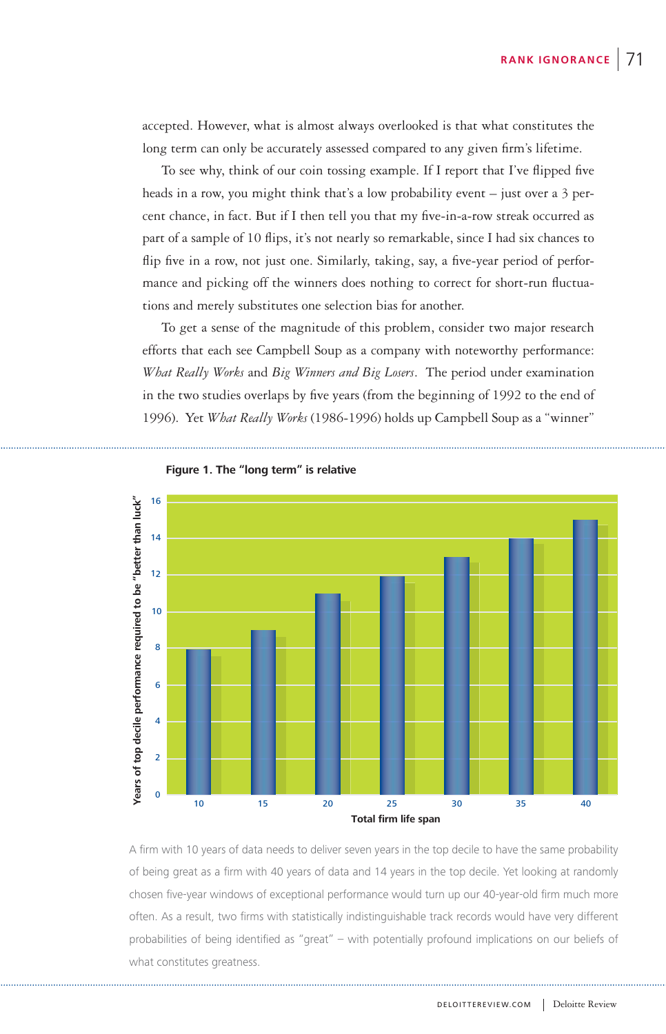accepted. However, what is almost always overlooked is that what constitutes the long term can only be accurately assessed compared to any given firm's lifetime.

To see why, think of our coin tossing example. If I report that I've flipped five heads in a row, you might think that's a low probability event – just over a 3 percent chance, in fact. But if I then tell you that my five-in-a-row streak occurred as part of a sample of 10 flips, it's not nearly so remarkable, since I had six chances to flip five in a row, not just one. Similarly, taking, say, a five-year period of performance and picking off the winners does nothing to correct for short-run fluctuations and merely substitutes one selection bias for another.

To get a sense of the magnitude of this problem, consider two major research efforts that each see Campbell Soup as a company with noteworthy performance: *What Really Works* and *Big Winners and Big Losers*. The period under examination in the two studies overlaps by five years (from the beginning of 1992 to the end of 1996). Yet *What Really Works* (1986-1996) holds up Campbell Soup as a "winner"

**Figure 1. The "long term" is relative**

| Total firm life span | Years of top decile performance required to be "better than luck" |
|---|---|
| 10 | 8 |
| 15 | 9 |
| 20 | 11 |
| 25 | 12 |
| 30 | 13 |
| 35 | 14 |
| 40 | 15 |

A firm with 10 years of data needs to deliver seven years in the top decile to have the same probability of being great as a firm with 40 years of data and 14 years in the top decile. Yet looking at randomly chosen five-year windows of exceptional performance would turn up our 40-year-old firm much more often. As a result, two firms with statistically indistinguishable track records would have very different probabilities of being identified as "great" – with potentially profound implications on our beliefs of what constitutes greatness.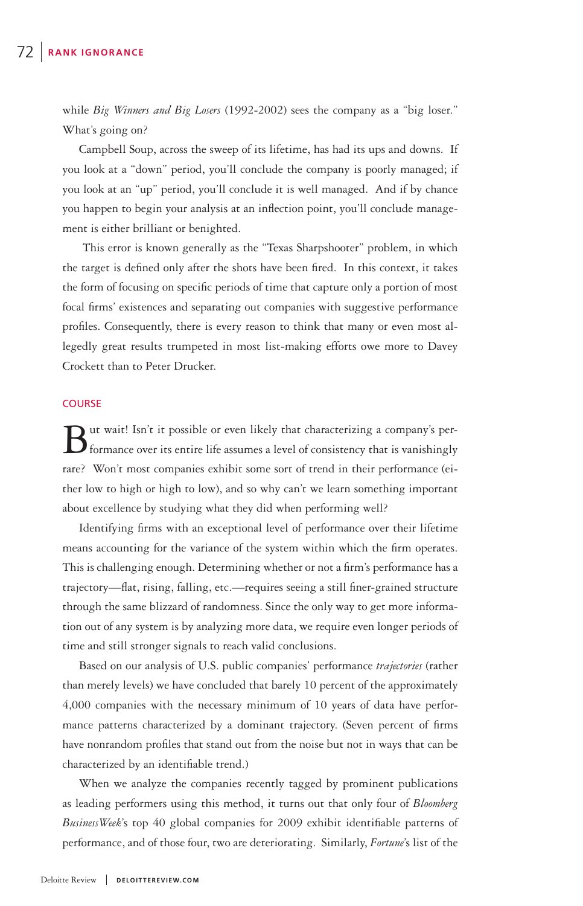while *Big Winners and Big Losers* (1992-2002) sees the company as a "big loser." What's going on?

Campbell Soup, across the sweep of its lifetime, has had its ups and downs. If you look at a "down" period, you'll conclude the company is poorly managed; if you look at an "up" period, you'll conclude it is well managed. And if by chance you happen to begin your analysis at an inflection point, you'll conclude management is either brilliant or benighted.

This error is known generally as the "Texas Sharpshooter" problem, in which the target is defined only after the shots have been fired. In this context, it takes the form of focusing on specific periods of time that capture only a portion of most focal firms' existences and separating out companies with suggestive performance profiles. Consequently, there is every reason to think that many or even most allegedly great results trumpeted in most list-making efforts owe more to Davey Crockett than to Peter Drucker.

## COURSE

But wait! Isn't it possible or even likely that characterizing a company's performance over its entire life assumes a level of consistency that is vanishingly rare? Won't most companies exhibit some sort of trend in their performance (either low to high or high to low), and so why can't we learn something important about excellence by studying what they did when performing well?

Identifying firms with an exceptional level of performance over their lifetime means accounting for the variance of the system within which the firm operates. This is challenging enough. Determining whether or not a firm's performance has a trajectory—flat, rising, falling, etc.—requires seeing a still finer-grained structure through the same blizzard of randomness. Since the only way to get more information out of any system is by analyzing more data, we require even longer periods of time and still stronger signals to reach valid conclusions.

Based on our analysis of U.S. public companies' performance *trajectories* (rather than merely levels) we have concluded that barely 10 percent of the approximately 4,000 companies with the necessary minimum of 10 years of data have performance patterns characterized by a dominant trajectory. (Seven percent of firms have nonrandom profiles that stand out from the noise but not in ways that can be characterized by an identifiable trend.)

When we analyze the companies recently tagged by prominent publications as leading performers using this method, it turns out that only four of *Bloomberg BusinessWeek*'s top 40 global companies for 2009 exhibit identifiable patterns of performance, and of those four, two are deteriorating. Similarly, *Fortune*'s list of the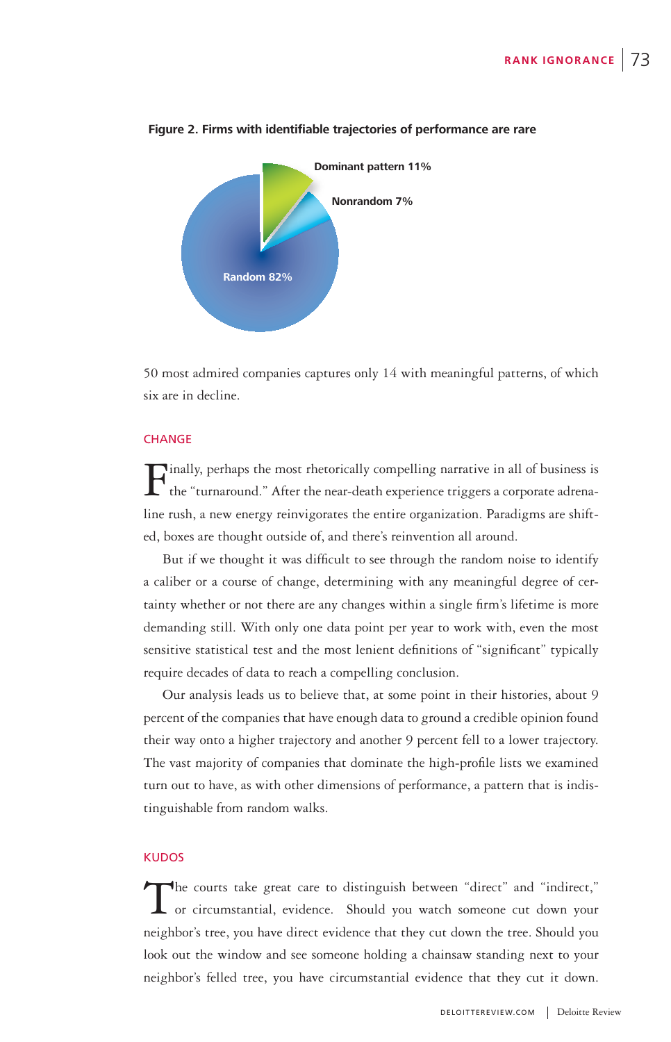**Figure 2. Firms with identifiable trajectories of performance are rare**

Dominant pattern 11%

Nonrandom 7%

Random 82%

50 most admired companies captures only 14 with meaningful patterns, of which six are in decline.

## CHANGE

Finally, perhaps the most rhetorically compelling narrative in all of business is the "turnaround." After the near-death experience triggers a corporate adrenaline rush, a new energy reinvigorates the entire organization. Paradigms are shifted, boxes are thought outside of, and there's reinvention all around.

But if we thought it was difficult to see through the random noise to identify a caliber or a course of change, determining with any meaningful degree of certainty whether or not there are any changes within a single firm's lifetime is more demanding still. With only one data point per year to work with, even the most sensitive statistical test and the most lenient definitions of "significant" typically require decades of data to reach a compelling conclusion.

Our analysis leads us to believe that, at some point in their histories, about 9 percent of the companies that have enough data to ground a credible opinion found their way onto a higher trajectory and another 9 percent fell to a lower trajectory. The vast majority of companies that dominate the high-profile lists we examined turn out to have, as with other dimensions of performance, a pattern that is indistinguishable from random walks.

## KUDOS

The courts take great care to distinguish between "direct" and "indirect," or circumstantial, evidence. Should you watch someone cut down your neighbor's tree, you have direct evidence that they cut down the tree. Should you look out the window and see someone holding a chainsaw standing next to your neighbor's felled tree, you have circumstantial evidence that they cut it down.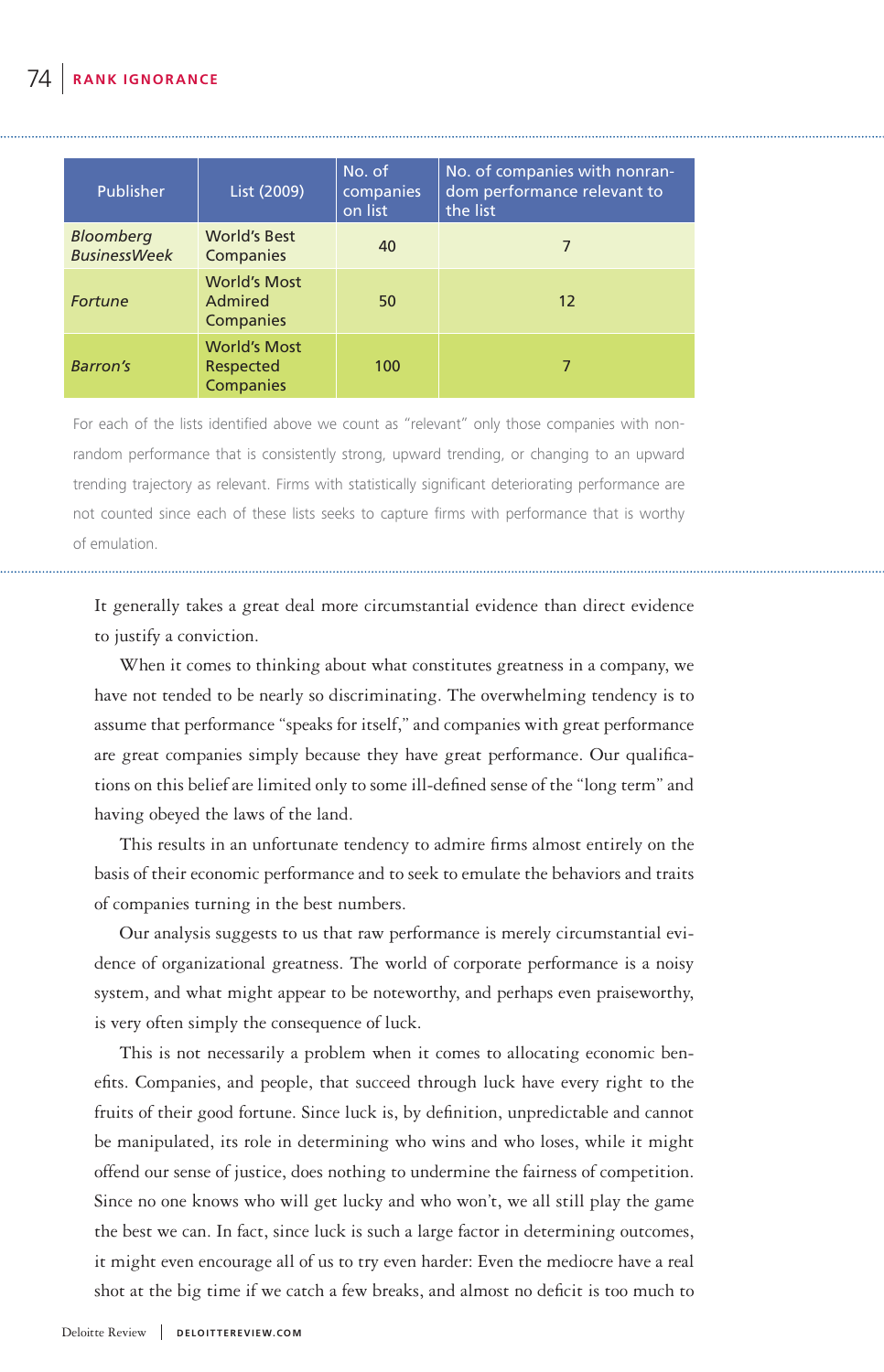| Publisher | List (2009) | No. of companies on list | No. of companies with nonrandom performance relevant to the list |
|---|---|---|---|
| *Bloomberg BusinessWeek* | World's Best Companies | 40 | 7 |
| *Fortune* | World's Most Admired Companies | 50 | 12 |
| *Barron's* | World's Most Respected Companies | 100 | 7 |

For each of the lists identified above we count as "relevant" only those companies with non-random performance that is consistently strong, upward trending, or changing to an upward trending trajectory as relevant. Firms with statistically significant deteriorating performance are not counted since each of these lists seeks to capture firms with performance that is worthy of emulation.

It generally takes a great deal more circumstantial evidence than direct evidence to justify a conviction.

When it comes to thinking about what constitutes greatness in a company, we have not tended to be nearly so discriminating. The overwhelming tendency is to assume that performance "speaks for itself," and companies with great performance are great companies simply because they have great performance. Our qualifications on this belief are limited only to some ill-defined sense of the "long term" and having obeyed the laws of the land.

This results in an unfortunate tendency to admire firms almost entirely on the basis of their economic performance and to seek to emulate the behaviors and traits of companies turning in the best numbers.

Our analysis suggests to us that raw performance is merely circumstantial evidence of organizational greatness. The world of corporate performance is a noisy system, and what might appear to be noteworthy, and perhaps even praiseworthy, is very often simply the consequence of luck.

This is not necessarily a problem when it comes to allocating economic benefits. Companies, and people, that succeed through luck have every right to the fruits of their good fortune. Since luck is, by definition, unpredictable and cannot be manipulated, its role in determining who wins and who loses, while it might offend our sense of justice, does nothing to undermine the fairness of competition. Since no one knows who will get lucky and who won't, we all still play the game the best we can. In fact, since luck is such a large factor in determining outcomes, it might even encourage all of us to try even harder: Even the mediocre have a real shot at the big time if we catch a few breaks, and almost no deficit is too much to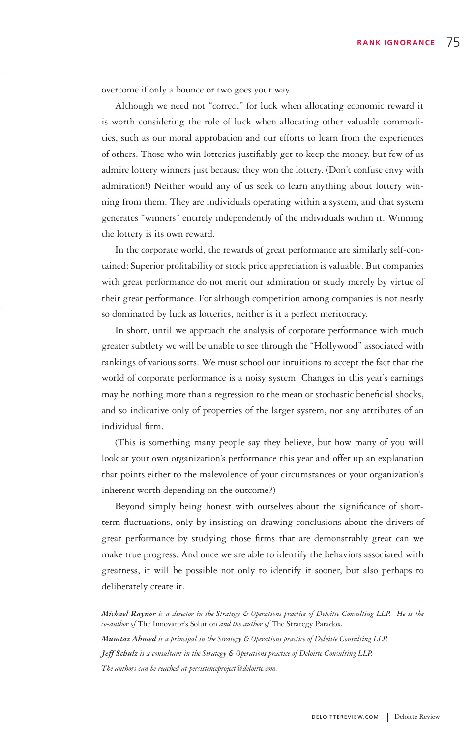overcome if only a bounce or two goes your way.

Although we need not "correct" for luck when allocating economic reward it is worth considering the role of luck when allocating other valuable commodities, such as our moral approbation and our efforts to learn from the experiences of others. Those who win lotteries justifiably get to keep the money, but few of us admire lottery winners just because they won the lottery. (Don't confuse envy with admiration!) Neither would any of us seek to learn anything about lottery winning from them. They are individuals operating within a system, and that system generates "winners" entirely independently of the individuals within it. Winning the lottery is its own reward.

In the corporate world, the rewards of great performance are similarly self-contained: Superior profitability or stock price appreciation is valuable. But companies with great performance do not merit our admiration or study merely by virtue of their great performance. For although competition among companies is not nearly so dominated by luck as lotteries, neither is it a perfect meritocracy.

In short, until we approach the analysis of corporate performance with much greater subtlety we will be unable to see through the "Hollywood" associated with rankings of various sorts. We must school our intuitions to accept the fact that the world of corporate performance is a noisy system. Changes in this year's earnings may be nothing more than a regression to the mean or stochastic beneficial shocks, and so indicative only of properties of the larger system, not any attributes of an individual firm.

(This is something many people say they believe, but how many of you will look at your own organization's performance this year and offer up an explanation that points either to the malevolence of your circumstances or your organization's inherent worth depending on the outcome?)

Beyond simply being honest with ourselves about the significance of short-term fluctuations, only by insisting on drawing conclusions about the drivers of great performance by studying those firms that are demonstrably great can we make true progress. And once we are able to identify the behaviors associated with greatness, it will be possible not only to identify it sooner, but also perhaps to deliberately create it.

---

***Michael Raynor*** *is a director in the Strategy & Operations practice of Deloitte Consulting LLP. He is the co-author of* The Innovator's Solution *and the author of* The Strategy Paradox*.*

***Mumtaz Ahmed*** *is a principal in the Strategy & Operations practice of Deloitte Consulting LLP.*

***Jeff Schulz*** *is a consultant in the Strategy & Operations practice of Deloitte Consulting LLP.*

*The authors can be reached at persistenceproject@deloitte.com.*